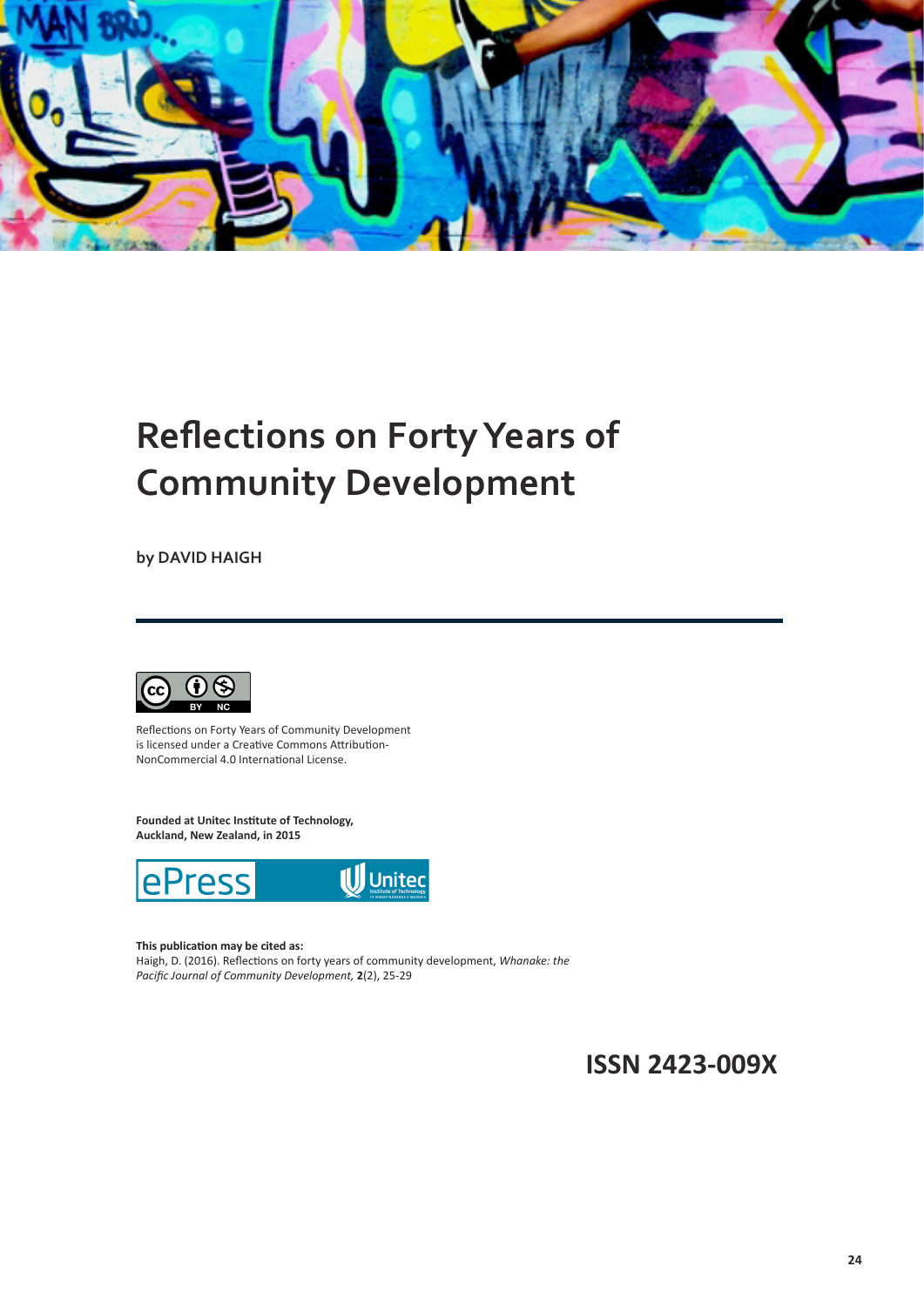# Reflections on Forty Years of Community Development

**by DAVID HAIGH**

Reflections on Forty Years of Community Development is licensed under a Creative Commons Attribution-NonCommercial 4.0 International License.

**Founded at Unitec Institute of Technology, Auckland, New Zealand, in 2015**

**This publication may be cited as:**
Haigh, D. (2016). Reflections on forty years of community development, *Whanake: the Pacific Journal of Community Development,* **2**(2), 25-29

**ISSN 2423-009X**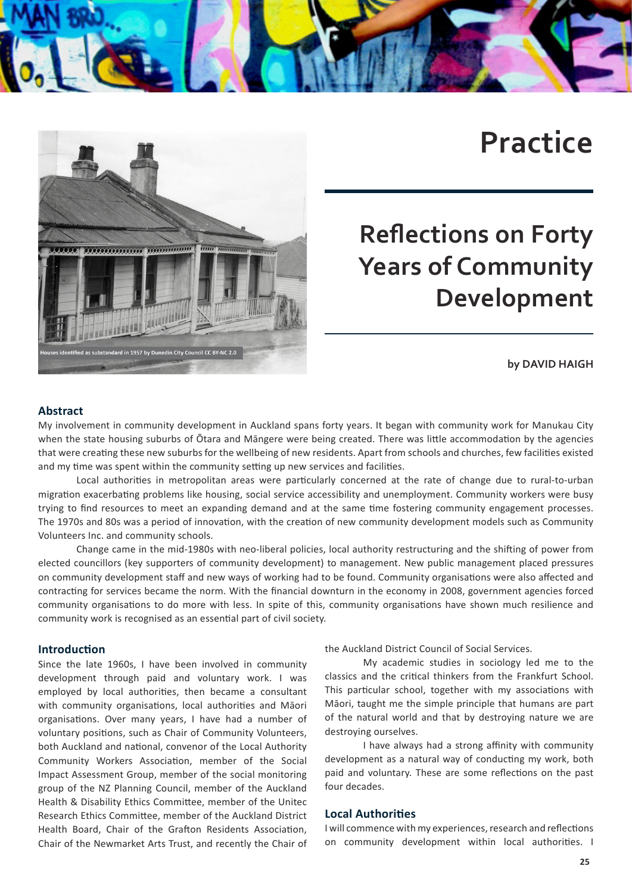# Practice

## Reflections on Forty Years of Community Development

by DAVID HAIGH

Houses identified as substandard in 1957 by Dunedin City Council CC BY-NC 2.0

### Abstract

My involvement in community development in Auckland spans forty years. It began with community work for Manukau City when the state housing suburbs of Ōtara and Māngere were being created. There was little accommodation by the agencies that were creating these new suburbs for the wellbeing of new residents. Apart from schools and churches, few facilities existed and my time was spent within the community setting up new services and facilities.

Local authorities in metropolitan areas were particularly concerned at the rate of change due to rural-to-urban migration exacerbating problems like housing, social service accessibility and unemployment. Community workers were busy trying to find resources to meet an expanding demand and at the same time fostering community engagement processes. The 1970s and 80s was a period of innovation, with the creation of new community development models such as Community Volunteers Inc. and community schools.

Change came in the mid-1980s with neo-liberal policies, local authority restructuring and the shifting of power from elected councillors (key supporters of community development) to management. New public management placed pressures on community development staff and new ways of working had to be found. Community organisations were also affected and contracting for services became the norm. With the financial downturn in the economy in 2008, government agencies forced community organisations to do more with less. In spite of this, community organisations have shown much resilience and community work is recognised as an essential part of civil society.

### Introduction

Since the late 1960s, I have been involved in community development through paid and voluntary work. I was employed by local authorities, then became a consultant with community organisations, local authorities and Māori organisations. Over many years, I have had a number of voluntary positions, such as Chair of Community Volunteers, both Auckland and national, convenor of the Local Authority Community Workers Association, member of the Social Impact Assessment Group, member of the social monitoring group of the NZ Planning Council, member of the Auckland Health & Disability Ethics Committee, member of the Unitec Research Ethics Committee, member of the Auckland District Health Board, Chair of the Grafton Residents Association, Chair of the Newmarket Arts Trust, and recently the Chair of the Auckland District Council of Social Services.

My academic studies in sociology led me to the classics and the critical thinkers from the Frankfurt School. This particular school, together with my associations with Māori, taught me the simple principle that humans are part of the natural world and that by destroying nature we are destroying ourselves.

I have always had a strong affinity with community development as a natural way of conducting my work, both paid and voluntary. These are some reflections on the past four decades.

### Local Authorities

I will commence with my experiences, research and reflections on community development within local authorities. I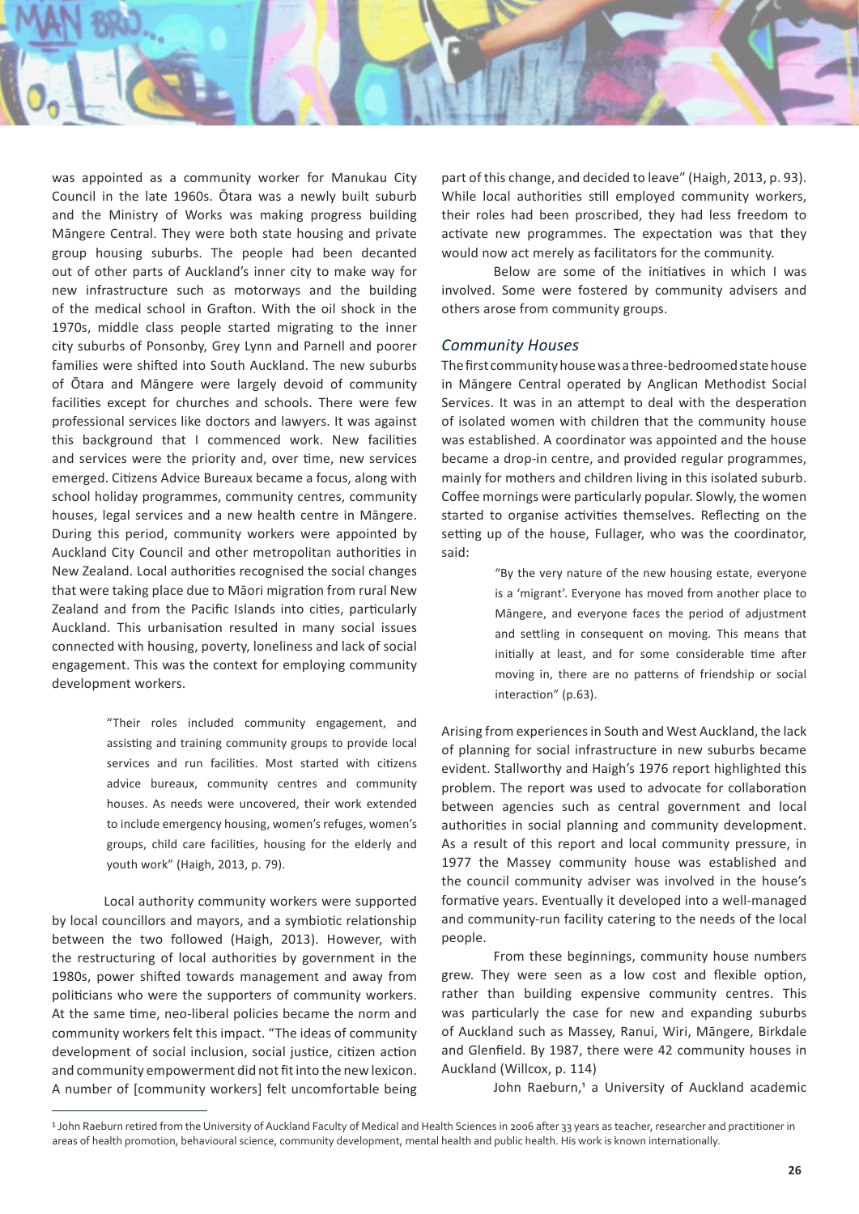was appointed as a community worker for Manukau City Council in the late 1960s. Ōtara was a newly built suburb and the Ministry of Works was making progress building Māngere Central. They were both state housing and private group housing suburbs. The people had been decanted out of other parts of Auckland's inner city to make way for new infrastructure such as motorways and the building of the medical school in Grafton. With the oil shock in the 1970s, middle class people started migrating to the inner city suburbs of Ponsonby, Grey Lynn and Parnell and poorer families were shifted into South Auckland. The new suburbs of Ōtara and Māngere were largely devoid of community facilities except for churches and schools. There were few professional services like doctors and lawyers. It was against this background that I commenced work. New facilities and services were the priority and, over time, new services emerged. Citizens Advice Bureaux became a focus, along with school holiday programmes, community centres, community houses, legal services and a new health centre in Māngere. During this period, community workers were appointed by Auckland City Council and other metropolitan authorities in New Zealand. Local authorities recognised the social changes that were taking place due to Māori migration from rural New Zealand and from the Pacific Islands into cities, particularly Auckland. This urbanisation resulted in many social issues connected with housing, poverty, loneliness and lack of social engagement. This was the context for employing community development workers.

> "Their roles included community engagement, and assisting and training community groups to provide local services and run facilities. Most started with citizens advice bureaux, community centres and community houses. As needs were uncovered, their work extended to include emergency housing, women's refuges, women's groups, child care facilities, housing for the elderly and youth work" (Haigh, 2013, p. 79).

Local authority community workers were supported by local councillors and mayors, and a symbiotic relationship between the two followed (Haigh, 2013). However, with the restructuring of local authorities by government in the 1980s, power shifted towards management and away from politicians who were the supporters of community workers. At the same time, neo-liberal policies became the norm and community workers felt this impact. "The ideas of community development of social inclusion, social justice, citizen action and community empowerment did not fit into the new lexicon. A number of [community workers] felt uncomfortable being part of this change, and decided to leave" (Haigh, 2013, p. 93). While local authorities still employed community workers, their roles had been proscribed, they had less freedom to activate new programmes. The expectation was that they would now act merely as facilitators for the community.

Below are some of the initiatives in which I was involved. Some were fostered by community advisers and others arose from community groups.

### *Community Houses*

The first community house was a three-bedroomed state house in Māngere Central operated by Anglican Methodist Social Services. It was in an attempt to deal with the desperation of isolated women with children that the community house was established. A coordinator was appointed and the house became a drop-in centre, and provided regular programmes, mainly for mothers and children living in this isolated suburb. Coffee mornings were particularly popular. Slowly, the women started to organise activities themselves. Reflecting on the setting up of the house, Fullager, who was the coordinator, said:

> "By the very nature of the new housing estate, everyone is a 'migrant'. Everyone has moved from another place to Māngere, and everyone faces the period of adjustment and settling in consequent on moving. This means that initially at least, and for some considerable time after moving in, there are no patterns of friendship or social interaction" (p.63).

Arising from experiences in South and West Auckland, the lack of planning for social infrastructure in new suburbs became evident. Stallworthy and Haigh's 1976 report highlighted this problem. The report was used to advocate for collaboration between agencies such as central government and local authorities in social planning and community development. As a result of this report and local community pressure, in 1977 the Massey community house was established and the council community adviser was involved in the house's formative years. Eventually it developed into a well-managed and community-run facility catering to the needs of the local people.

From these beginnings, community house numbers grew. They were seen as a low cost and flexible option, rather than building expensive community centres. This was particularly the case for new and expanding suburbs of Auckland such as Massey, Ranui, Wiri, Māngere, Birkdale and Glenfield. By 1987, there were 42 community houses in Auckland (Willcox, p. 114)

John Raeburn,[1] a University of Auckland academic

---

[1] John Raeburn retired from the University of Auckland Faculty of Medical and Health Sciences in 2006 after 33 years as teacher, researcher and practitioner in areas of health promotion, behavioural science, community development, mental health and public health. His work is known internationally.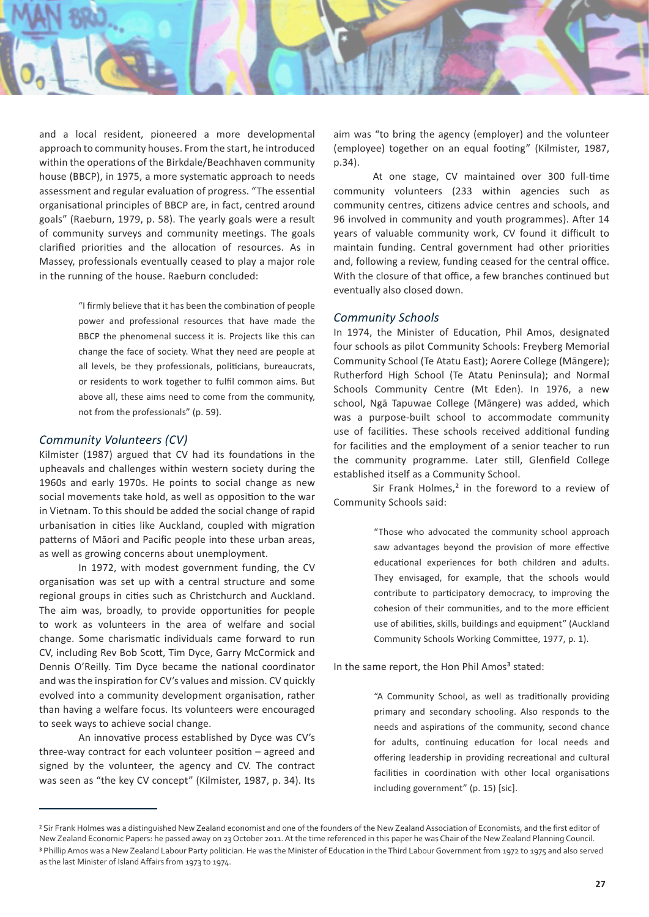and a local resident, pioneered a more developmental approach to community houses. From the start, he introduced within the operations of the Birkdale/Beachhaven community house (BBCP), in 1975, a more systematic approach to needs assessment and regular evaluation of progress. "The essential organisational principles of BBCP are, in fact, centred around goals" (Raeburn, 1979, p. 58). The yearly goals were a result of community surveys and community meetings. The goals clarified priorities and the allocation of resources. As in Massey, professionals eventually ceased to play a major role in the running of the house. Raeburn concluded:

> "I firmly believe that it has been the combination of people power and professional resources that have made the BBCP the phenomenal success it is. Projects like this can change the face of society. What they need are people at all levels, be they professionals, politicians, bureaucrats, or residents to work together to fulfil common aims. But above all, these aims need to come from the community, not from the professionals" (p. 59).

### *Community Volunteers (CV)*

Kilmister (1987) argued that CV had its foundations in the upheavals and challenges within western society during the 1960s and early 1970s. He points to social change as new social movements take hold, as well as opposition to the war in Vietnam. To this should be added the social change of rapid urbanisation in cities like Auckland, coupled with migration patterns of Māori and Pacific people into these urban areas, as well as growing concerns about unemployment.

In 1972, with modest government funding, the CV organisation was set up with a central structure and some regional groups in cities such as Christchurch and Auckland. The aim was, broadly, to provide opportunities for people to work as volunteers in the area of welfare and social change. Some charismatic individuals came forward to run CV, including Rev Bob Scott, Tim Dyce, Garry McCormick and Dennis O'Reilly. Tim Dyce became the national coordinator and was the inspiration for CV's values and mission. CV quickly evolved into a community development organisation, rather than having a welfare focus. Its volunteers were encouraged to seek ways to achieve social change.

An innovative process established by Dyce was CV's three-way contract for each volunteer position – agreed and signed by the volunteer, the agency and CV. The contract was seen as "the key CV concept" (Kilmister, 1987, p. 34). Its aim was "to bring the agency (employer) and the volunteer (employee) together on an equal footing" (Kilmister, 1987, p.34).

At one stage, CV maintained over 300 full-time community volunteers (233 within agencies such as community centres, citizens advice centres and schools, and 96 involved in community and youth programmes). After 14 years of valuable community work, CV found it difficult to maintain funding. Central government had other priorities and, following a review, funding ceased for the central office. With the closure of that office, a few branches continued but eventually also closed down.

### *Community Schools*

In 1974, the Minister of Education, Phil Amos, designated four schools as pilot Community Schools: Freyberg Memorial Community School (Te Atatu East); Aorere College (Māngere); Rutherford High School (Te Atatu Peninsula); and Normal Schools Community Centre (Mt Eden). In 1976, a new school, Ngā Tapuwae College (Māngere) was added, which was a purpose-built school to accommodate community use of facilities. These schools received additional funding for facilities and the employment of a senior teacher to run the community programme. Later still, Glenfield College established itself as a Community School.

Sir Frank Holmes,[2] in the foreword to a review of Community Schools said:

> "Those who advocated the community school approach saw advantages beyond the provision of more effective educational experiences for both children and adults. They envisaged, for example, that the schools would contribute to participatory democracy, to improving the cohesion of their communities, and to the more efficient use of abilities, skills, buildings and equipment" (Auckland Community Schools Working Committee, 1977, p. 1).

In the same report, the Hon Phil Amos[3] stated:

> "A Community School, as well as traditionally providing primary and secondary schooling. Also responds to the needs and aspirations of the community, second chance for adults, continuing education for local needs and offering leadership in providing recreational and cultural facilities in coordination with other local organisations including government" (p. 15) [sic].

---

[2] Sir Frank Holmes was a distinguished New Zealand economist and one of the founders of the New Zealand Association of Economists, and the first editor of New Zealand Economic Papers: he passed away on 23 October 2011. At the time referenced in this paper he was Chair of the New Zealand Planning Council.

[3] Phillip Amos was a New Zealand Labour Party politician. He was the Minister of Education in the Third Labour Government from 1972 to 1975 and also served as the last Minister of Island Affairs from 1973 to 1974.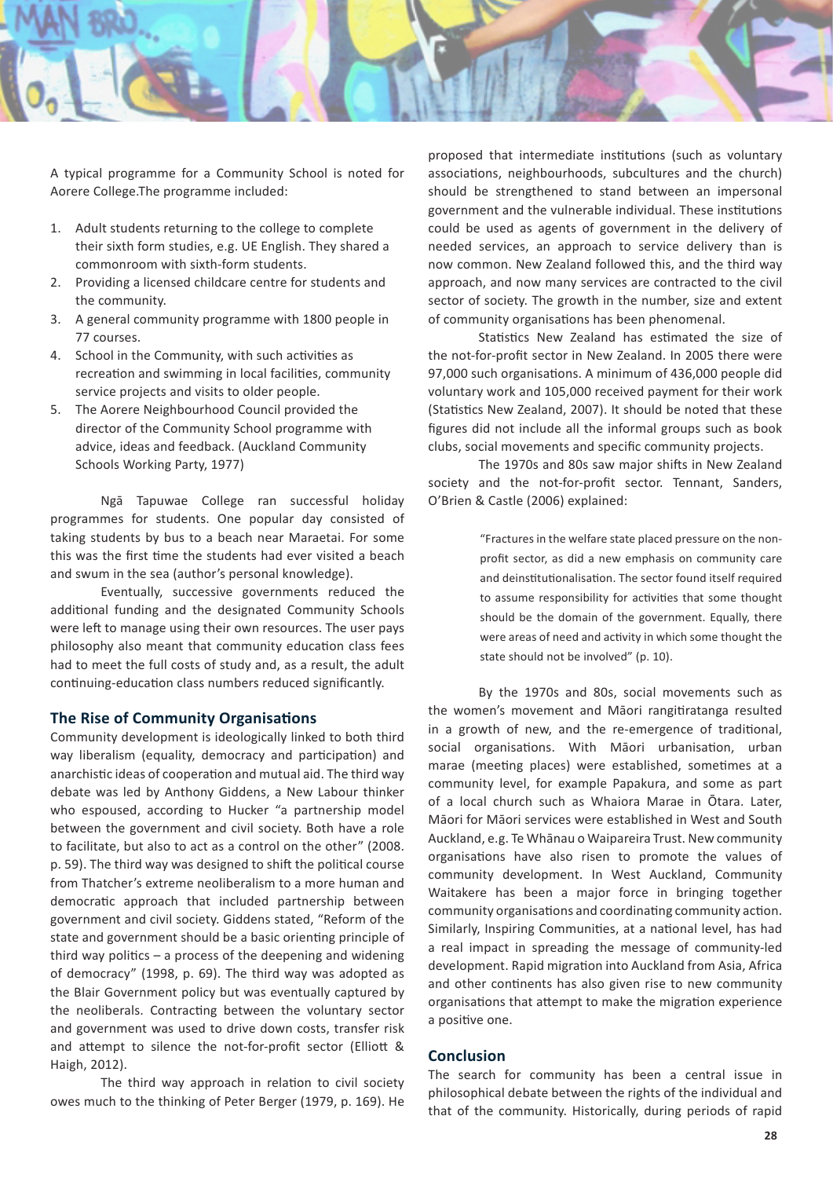A typical programme for a Community School is noted for Aorere College.The programme included:

1. Adult students returning to the college to complete their sixth form studies, e.g. UE English. They shared a commonroom with sixth-form students.
2. Providing a licensed childcare centre for students and the community.
3. A general community programme with 1800 people in 77 courses.
4. School in the Community, with such activities as recreation and swimming in local facilities, community service projects and visits to older people.
5. The Aorere Neighbourhood Council provided the director of the Community School programme with advice, ideas and feedback. (Auckland Community Schools Working Party, 1977)

Ngā Tapuwae College ran successful holiday programmes for students. One popular day consisted of taking students by bus to a beach near Maraetai. For some this was the first time the students had ever visited a beach and swum in the sea (author's personal knowledge).

Eventually, successive governments reduced the additional funding and the designated Community Schools were left to manage using their own resources. The user pays philosophy also meant that community education class fees had to meet the full costs of study and, as a result, the adult continuing-education class numbers reduced significantly.

## The Rise of Community Organisations

Community development is ideologically linked to both third way liberalism (equality, democracy and participation) and anarchistic ideas of cooperation and mutual aid. The third way debate was led by Anthony Giddens, a New Labour thinker who espoused, according to Hucker "a partnership model between the government and civil society. Both have a role to facilitate, but also to act as a control on the other" (2008. p. 59). The third way was designed to shift the political course from Thatcher's extreme neoliberalism to a more human and democratic approach that included partnership between government and civil society. Giddens stated, "Reform of the state and government should be a basic orienting principle of third way politics – a process of the deepening and widening of democracy" (1998, p. 69). The third way was adopted as the Blair Government policy but was eventually captured by the neoliberals. Contracting between the voluntary sector and government was used to drive down costs, transfer risk and attempt to silence the not-for-profit sector (Elliott & Haigh, 2012).

The third way approach in relation to civil society owes much to the thinking of Peter Berger (1979, p. 169). He proposed that intermediate institutions (such as voluntary associations, neighbourhoods, subcultures and the church) should be strengthened to stand between an impersonal government and the vulnerable individual. These institutions could be used as agents of government in the delivery of needed services, an approach to service delivery than is now common. New Zealand followed this, and the third way approach, and now many services are contracted to the civil sector of society. The growth in the number, size and extent of community organisations has been phenomenal.

Statistics New Zealand has estimated the size of the not-for-profit sector in New Zealand. In 2005 there were 97,000 such organisations. A minimum of 436,000 people did voluntary work and 105,000 received payment for their work (Statistics New Zealand, 2007). It should be noted that these figures did not include all the informal groups such as book clubs, social movements and specific community projects.

The 1970s and 80s saw major shifts in New Zealand society and the not-for-profit sector. Tennant, Sanders, O'Brien & Castle (2006) explained:

> "Fractures in the welfare state placed pressure on the non-profit sector, as did a new emphasis on community care and deinstitutionalisation. The sector found itself required to assume responsibility for activities that some thought should be the domain of the government. Equally, there were areas of need and activity in which some thought the state should not be involved" (p. 10).

By the 1970s and 80s, social movements such as the women's movement and Māori rangitiratanga resulted in a growth of new, and the re-emergence of traditional, social organisations. With Māori urbanisation, urban marae (meeting places) were established, sometimes at a community level, for example Papakura, and some as part of a local church such as Whaiora Marae in Ōtara. Later, Māori for Māori services were established in West and South Auckland, e.g. Te Whānau o Waipareira Trust. New community organisations have also risen to promote the values of community development. In West Auckland, Community Waitakere has been a major force in bringing together community organisations and coordinating community action. Similarly, Inspiring Communities, at a national level, has had a real impact in spreading the message of community-led development. Rapid migration into Auckland from Asia, Africa and other continents has also given rise to new community organisations that attempt to make the migration experience a positive one.

## Conclusion

The search for community has been a central issue in philosophical debate between the rights of the individual and that of the community. Historically, during periods of rapid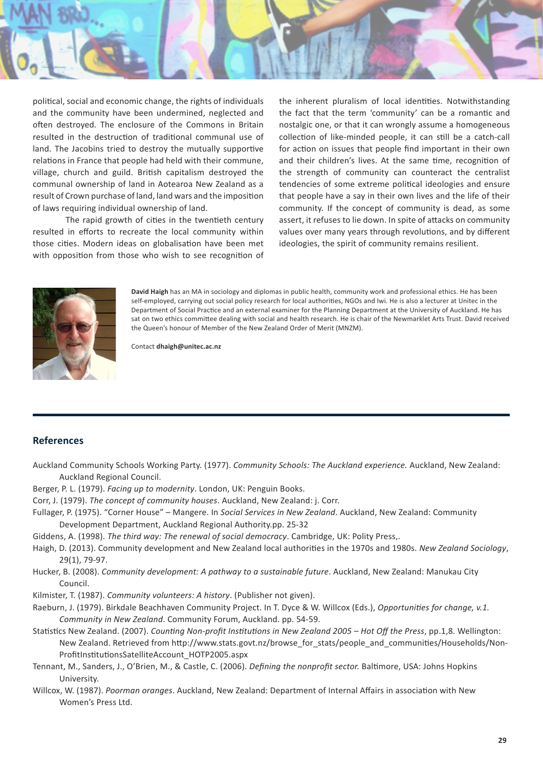political, social and economic change, the rights of individuals and the community have been undermined, neglected and often destroyed. The enclosure of the Commons in Britain resulted in the destruction of traditional communal use of land. The Jacobins tried to destroy the mutually supportive relations in France that people had held with their commune, village, church and guild. British capitalism destroyed the communal ownership of land in Aotearoa New Zealand as a result of Crown purchase of land, land wars and the imposition of laws requiring individual ownership of land.

The rapid growth of cities in the twentieth century resulted in efforts to recreate the local community within those cities. Modern ideas on globalisation have been met with opposition from those who wish to see recognition of the inherent pluralism of local identities. Notwithstanding the fact that the term 'community' can be a romantic and nostalgic one, or that it can wrongly assume a homogeneous collection of like-minded people, it can still be a catch-call for action on issues that people find important in their own and their children's lives. At the same time, recognition of the strength of community can counteract the centralist tendencies of some extreme political ideologies and ensure that people have a say in their own lives and the life of their community. If the concept of community is dead, as some assert, it refuses to lie down. In spite of attacks on community values over many years through revolutions, and by different ideologies, the spirit of community remains resilient.

**David Haigh** has an MA in sociology and diplomas in public health, community work and professional ethics. He has been self-employed, carrying out social policy research for local authorities, NGOs and Iwi. He is also a lecturer at Unitec in the Department of Social Practice and an external examiner for the Planning Department at the University of Auckland. He has sat on two ethics committee dealing with social and health research. He is chair of the Newmarklet Arts Trust. David received the Queen's honour of Member of the New Zealand Order of Merit (MNZM).

Contact **dhaigh@unitec.ac.nz**

## References

Auckland Community Schools Working Party. (1977). *Community Schools: The Auckland experience.* Auckland, New Zealand: Auckland Regional Council.

Berger, P. L. (1979). *Facing up to modernity*. London, UK: Penguin Books.

Corr, J. (1979). *The concept of community houses*. Auckland, New Zealand: j. Corr.

Fullager, P. (1975). "Corner House" – Mangere. In *Social Services in New Zealand*. Auckland, New Zealand: Community Development Department, Auckland Regional Authority.pp. 25-32

Giddens, A. (1998). *The third way: The renewal of social democracy*. Cambridge, UK: Polity Press,.

Haigh, D. (2013). Community development and New Zealand local authorities in the 1970s and 1980s. *New Zealand Sociology*, 29(1), 79-97.

Hucker, B. (2008). *Community development: A pathway to a sustainable future*. Auckland, New Zealand: Manukau City Council.

Kilmister, T. (1987). *Community volunteers: A history*. (Publisher not given).

Raeburn, J. (1979). Birkdale Beachhaven Community Project. In T. Dyce & W. Willcox (Eds.), *Opportunities for change, v.1. Community in New Zealand*. Community Forum, Auckland. pp. 54-59.

Statistics New Zealand. (2007). *Counting Non-profit Institutions in New Zealand 2005 – Hot Off the Press*, pp.1,8. Wellington: New Zealand. Retrieved from http://www.stats.govt.nz/browse_for_stats/people_and_communities/Households/Non-ProfitInstitutionsSatelliteAccount_HOTP2005.aspx

Tennant, M., Sanders, J., O'Brien, M., & Castle, C. (2006). *Defining the nonprofit sector.* Baltimore, USA: Johns Hopkins University.

Willcox, W. (1987). *Poorman oranges*. Auckland, New Zealand: Department of Internal Affairs in association with New Women's Press Ltd.